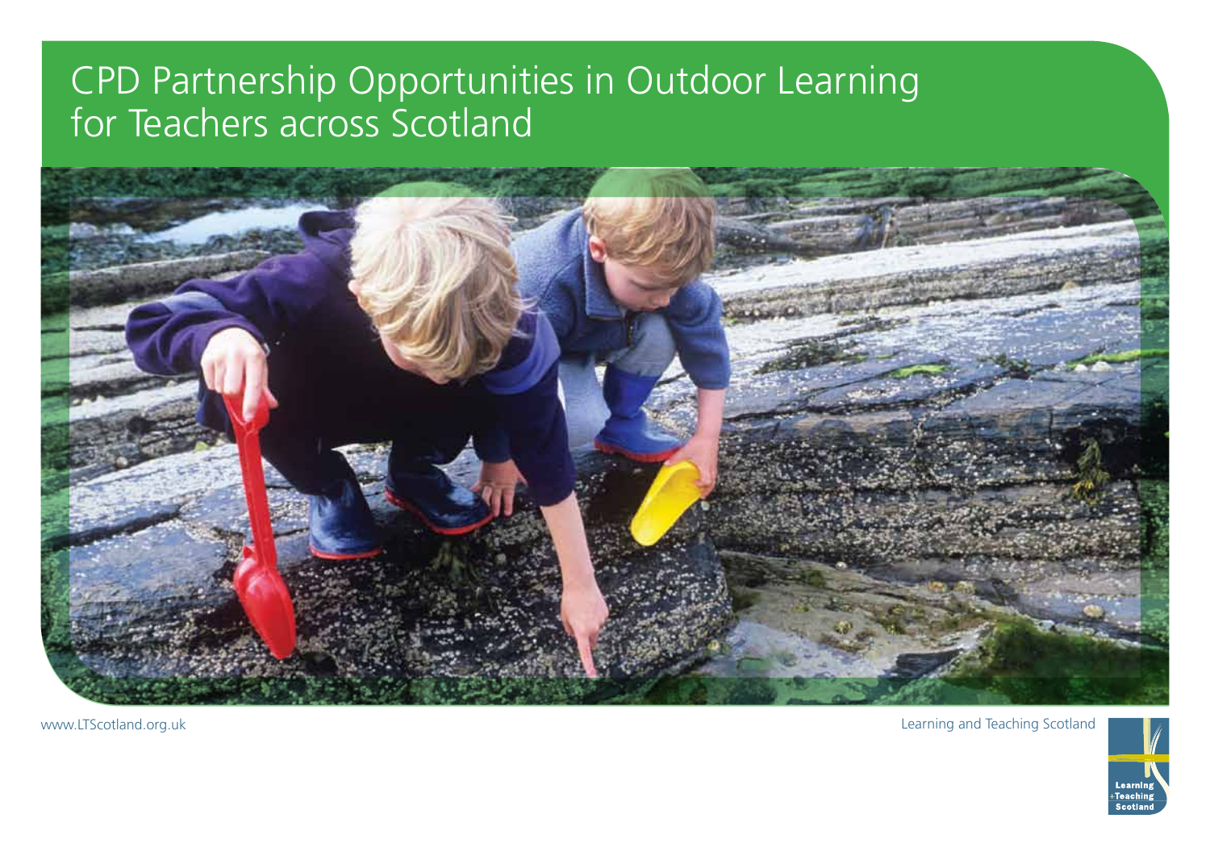# CPD Partnership Opportunities in Outdoor Learning for Teachers across Scotland

www.LTScotland.org.uk

Learning and Teaching Scotland

Learning +Teaching Scotland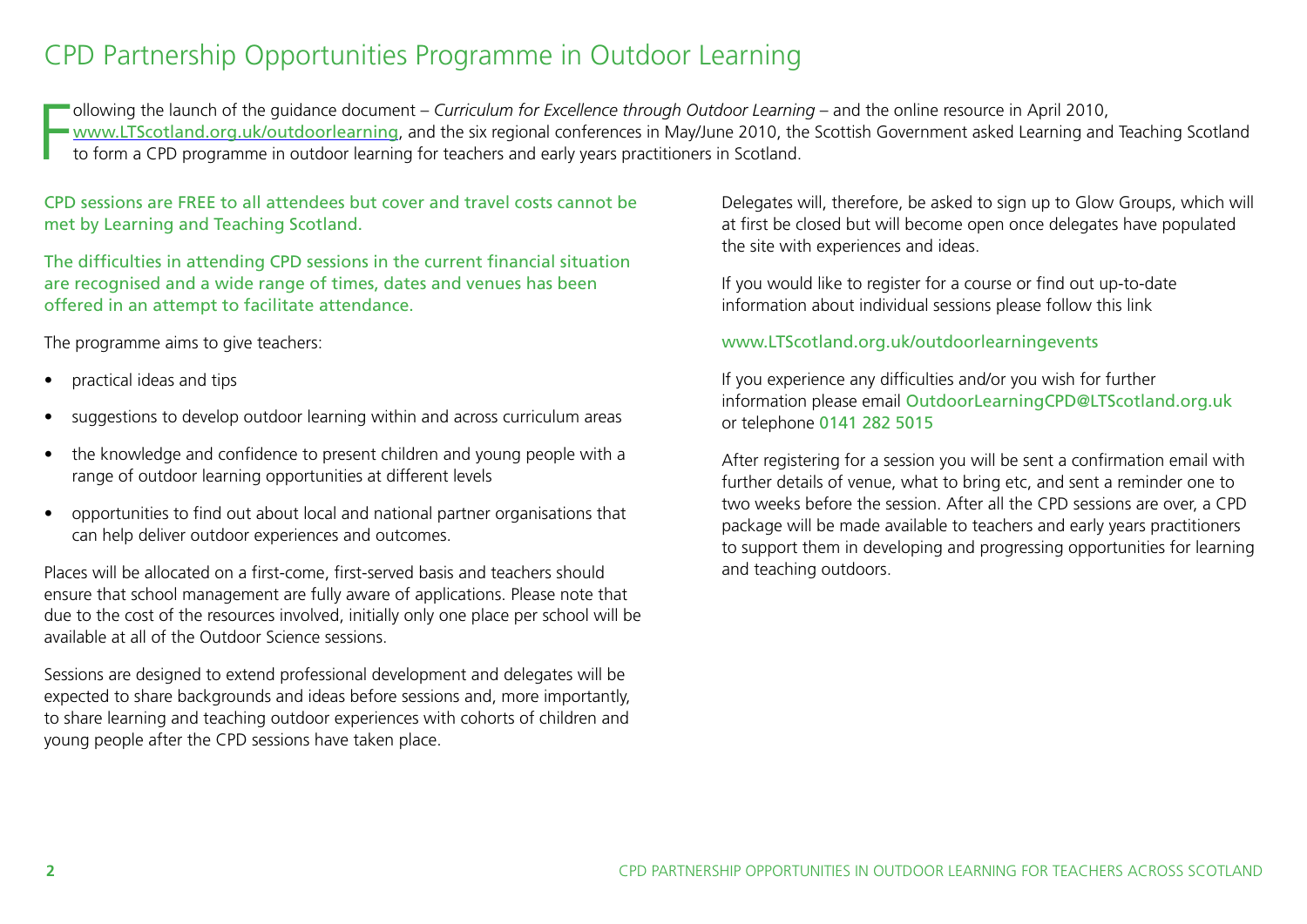# CPD Partnership Opportunities Programme in Outdoor Learning

Following the launch of the guidance document – *Curriculum for Excellence through Outdoor Learning* – and the online resource in April 2010, www.LTScotland.org.uk/outdoorlearning, and the six regional conferences in May/June 2010, the Scottish Government asked Learning and Teaching Scotland to form a CPD programme in outdoor learning for teachers and early years practitioners in Scotland.

CPD sessions are FREE to all attendees but cover and travel costs cannot be met by Learning and Teaching Scotland.

The difficulties in attending CPD sessions in the current financial situation are recognised and a wide range of times, dates and venues has been offered in an attempt to facilitate attendance.

The programme aims to give teachers:

- practical ideas and tips
- suggestions to develop outdoor learning within and across curriculum areas
- the knowledge and confidence to present children and young people with a range of outdoor learning opportunities at different levels
- opportunities to find out about local and national partner organisations that can help deliver outdoor experiences and outcomes.

Places will be allocated on a first-come, first-served basis and teachers should ensure that school management are fully aware of applications. Please note that due to the cost of the resources involved, initially only one place per school will be available at all of the Outdoor Science sessions.

Sessions are designed to extend professional development and delegates will be expected to share backgrounds and ideas before sessions and, more importantly, to share learning and teaching outdoor experiences with cohorts of children and young people after the CPD sessions have taken place.

Delegates will, therefore, be asked to sign up to Glow Groups, which will at first be closed but will become open once delegates have populated the site with experiences and ideas.

If you would like to register for a course or find out up-to-date information about individual sessions please follow this link

www.LTScotland.org.uk/outdoorlearningevents

If you experience any difficulties and/or you wish for further information please email OutdoorLearningCPD@LTScotland.org.uk or telephone 0141 282 5015

After registering for a session you will be sent a confirmation email with further details of venue, what to bring etc, and sent a reminder one to two weeks before the session. After all the CPD sessions are over, a CPD package will be made available to teachers and early years practitioners to support them in developing and progressing opportunities for learning and teaching outdoors.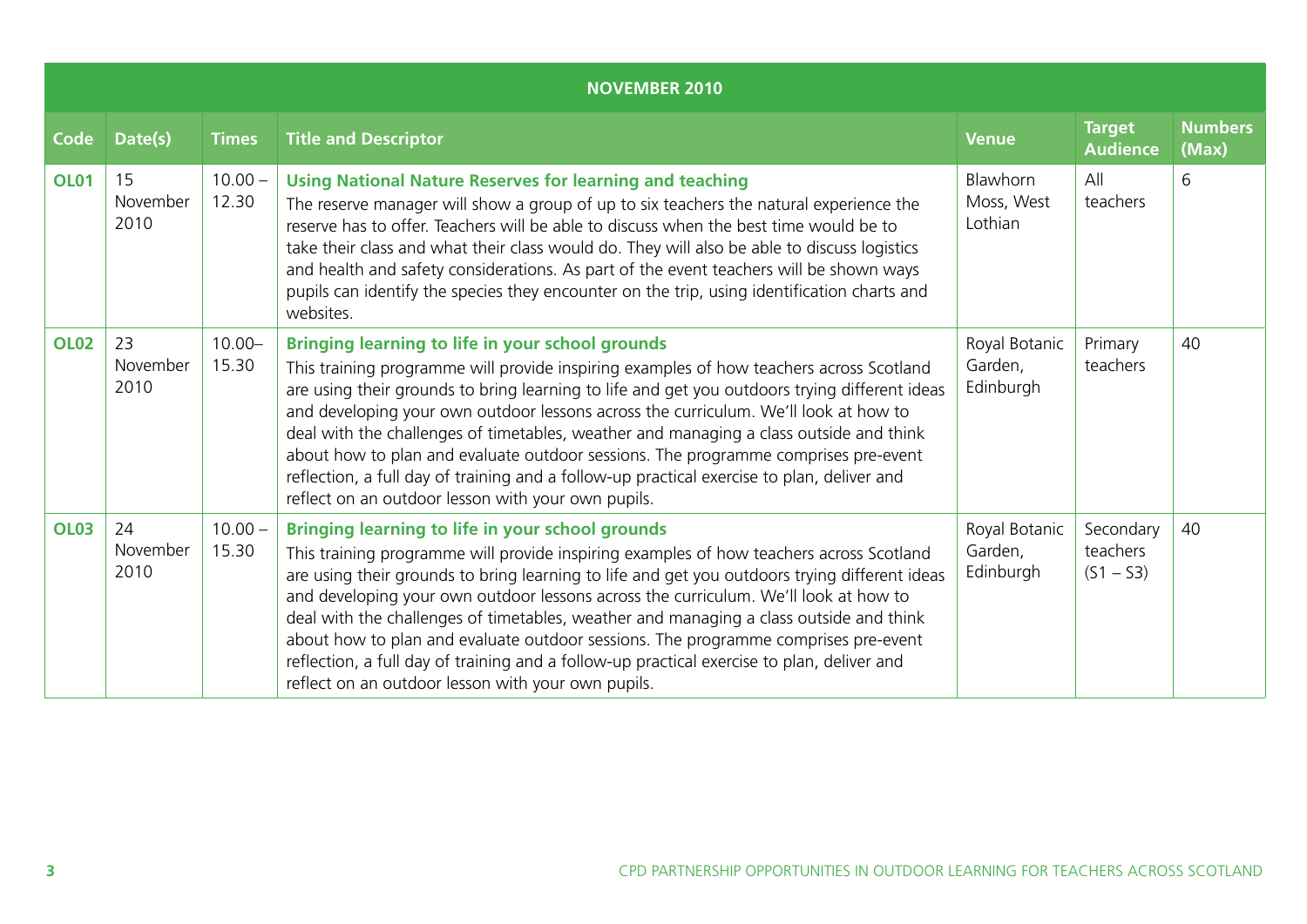| NOVEMBER 2010 | | | | | | |
|---|---|---|---|---|---|---|
| **Code** | **Date(s)** | **Times** | **Title and Descriptor** | **Venue** | **Target Audience** | **Numbers (Max)** |
| **OL01** | 15 November 2010 | 10.00 – 12.30 | **Using National Nature Reserves for learning and teaching** The reserve manager will show a group of up to six teachers the natural experience the reserve has to offer. Teachers will be able to discuss when the best time would be to take their class and what their class would do. They will also be able to discuss logistics and health and safety considerations. As part of the event teachers will be shown ways pupils can identify the species they encounter on the trip, using identification charts and websites. | Blawhorn Moss, West Lothian | All teachers | 6 |
| **OL02** | 23 November 2010 | 10.00– 15.30 | **Bringing learning to life in your school grounds** This training programme will provide inspiring examples of how teachers across Scotland are using their grounds to bring learning to life and get you outdoors trying different ideas and developing your own outdoor lessons across the curriculum. We'll look at how to deal with the challenges of timetables, weather and managing a class outside and think about how to plan and evaluate outdoor sessions. The programme comprises pre-event reflection, a full day of training and a follow-up practical exercise to plan, deliver and reflect on an outdoor lesson with your own pupils. | Royal Botanic Garden, Edinburgh | Primary teachers | 40 |
| **OL03** | 24 November 2010 | 10.00 – 15.30 | **Bringing learning to life in your school grounds** This training programme will provide inspiring examples of how teachers across Scotland are using their grounds to bring learning to life and get you outdoors trying different ideas and developing your own outdoor lessons across the curriculum. We'll look at how to deal with the challenges of timetables, weather and managing a class outside and think about how to plan and evaluate outdoor sessions. The programme comprises pre-event reflection, a full day of training and a follow-up practical exercise to plan, deliver and reflect on an outdoor lesson with your own pupils. | Royal Botanic Garden, Edinburgh | Secondary teachers (S1 – S3) | 40 |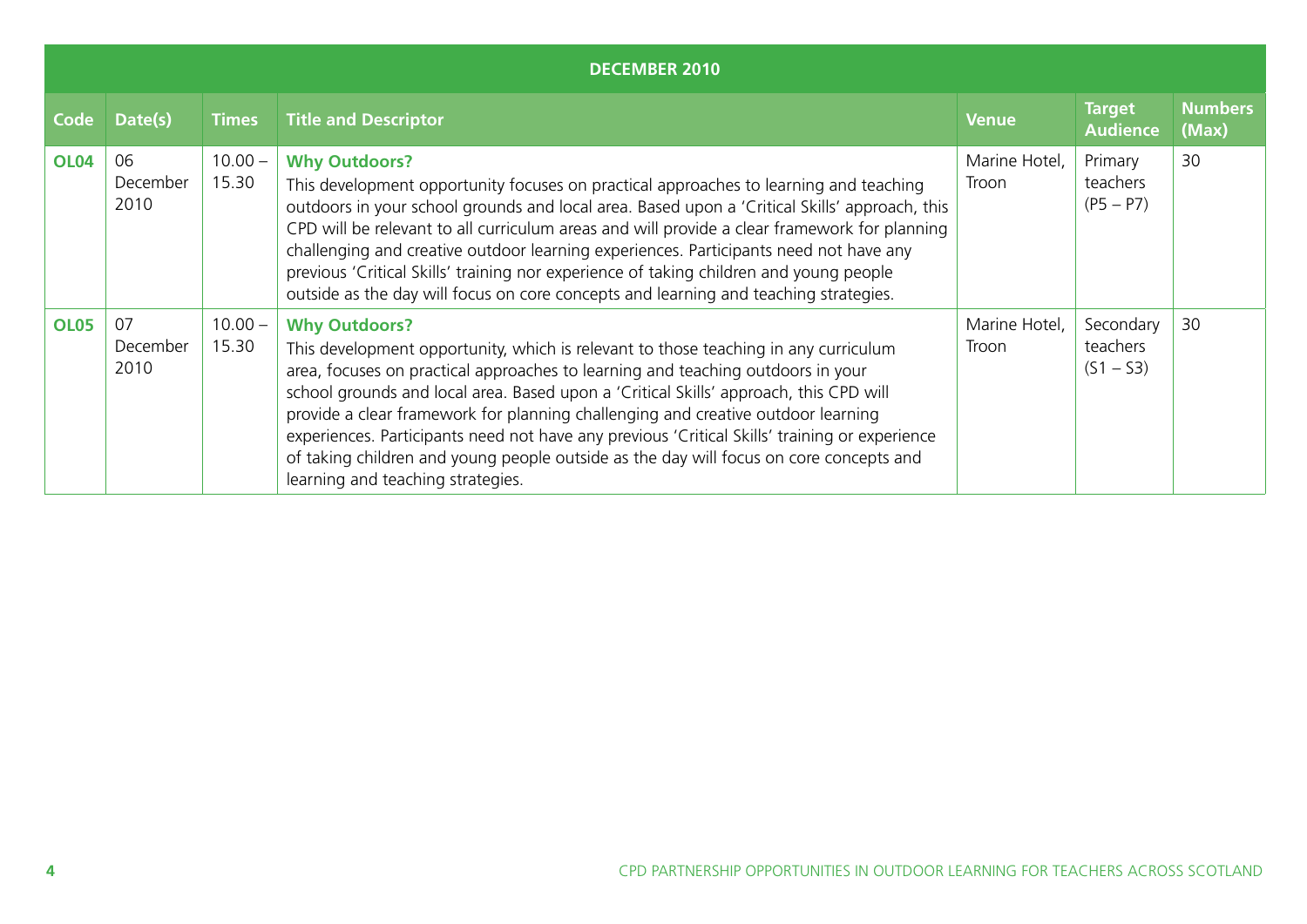| DECEMBER 2010 | | | | | | |
|---|---|---|---|---|---|---|
| **Code** | **Date(s)** | **Times** | **Title and Descriptor** | **Venue** | **Target Audience** | **Numbers (Max)** |
| **OL04** | 06 December 2010 | 10.00 – 15.30 | **Why Outdoors?** This development opportunity focuses on practical approaches to learning and teaching outdoors in your school grounds and local area. Based upon a 'Critical Skills' approach, this CPD will be relevant to all curriculum areas and will provide a clear framework for planning challenging and creative outdoor learning experiences. Participants need not have any previous 'Critical Skills' training nor experience of taking children and young people outside as the day will focus on core concepts and learning and teaching strategies. | Marine Hotel, Troon | Primary teachers (P5 – P7) | 30 |
| **OL05** | 07 December 2010 | 10.00 – 15.30 | **Why Outdoors?** This development opportunity, which is relevant to those teaching in any curriculum area, focuses on practical approaches to learning and teaching outdoors in your school grounds and local area. Based upon a 'Critical Skills' approach, this CPD will provide a clear framework for planning challenging and creative outdoor learning experiences. Participants need not have any previous 'Critical Skills' training or experience of taking children and young people outside as the day will focus on core concepts and learning and teaching strategies. | Marine Hotel, Troon | Secondary teachers (S1 – S3) | 30 |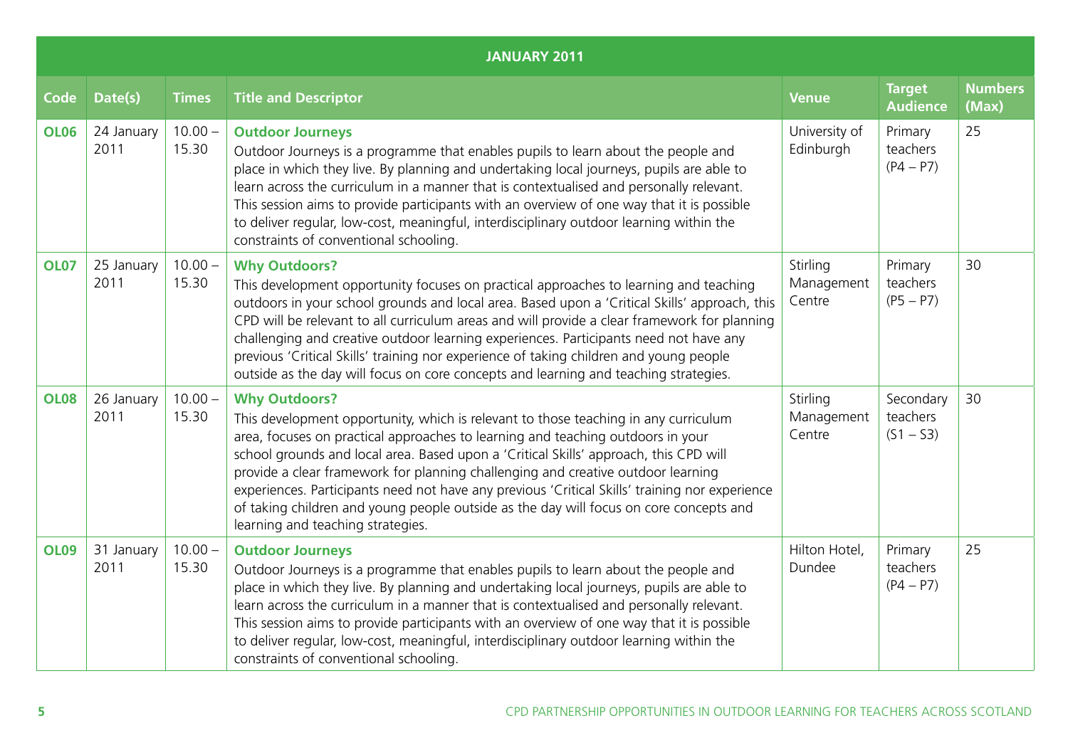| JANUARY 2011 | | | | | | |
|---|---|---|---|---|---|---|
| **Code** | **Date(s)** | **Times** | **Title and Descriptor** | **Venue** | **Target Audience** | **Numbers (Max)** |
| **OL06** | 24 January 2011 | 10.00 – 15.30 | **Outdoor Journeys**<br>Outdoor Journeys is a programme that enables pupils to learn about the people and place in which they live. By planning and undertaking local journeys, pupils are able to learn across the curriculum in a manner that is contextualised and personally relevant. This session aims to provide participants with an overview of one way that it is possible to deliver regular, low-cost, meaningful, interdisciplinary outdoor learning within the constraints of conventional schooling. | University of Edinburgh | Primary teachers (P4 – P7) | 25 |
| **OL07** | 25 January 2011 | 10.00 – 15.30 | **Why Outdoors?**<br>This development opportunity focuses on practical approaches to learning and teaching outdoors in your school grounds and local area. Based upon a 'Critical Skills' approach, this CPD will be relevant to all curriculum areas and will provide a clear framework for planning challenging and creative outdoor learning experiences. Participants need not have any previous 'Critical Skills' training nor experience of taking children and young people outside as the day will focus on core concepts and learning and teaching strategies. | Stirling Management Centre | Primary teachers (P5 – P7) | 30 |
| **OL08** | 26 January 2011 | 10.00 – 15.30 | **Why Outdoors?**<br>This development opportunity, which is relevant to those teaching in any curriculum area, focuses on practical approaches to learning and teaching outdoors in your school grounds and local area. Based upon a 'Critical Skills' approach, this CPD will provide a clear framework for planning challenging and creative outdoor learning experiences. Participants need not have any previous 'Critical Skills' training nor experience of taking children and young people outside as the day will focus on core concepts and learning and teaching strategies. | Stirling Management Centre | Secondary teachers (S1 – S3) | 30 |
| **OL09** | 31 January 2011 | 10.00 – 15.30 | **Outdoor Journeys**<br>Outdoor Journeys is a programme that enables pupils to learn about the people and place in which they live. By planning and undertaking local journeys, pupils are able to learn across the curriculum in a manner that is contextualised and personally relevant. This session aims to provide participants with an overview of one way that it is possible to deliver regular, low-cost, meaningful, interdisciplinary outdoor learning within the constraints of conventional schooling. | Hilton Hotel, Dundee | Primary teachers (P4 – P7) | 25 |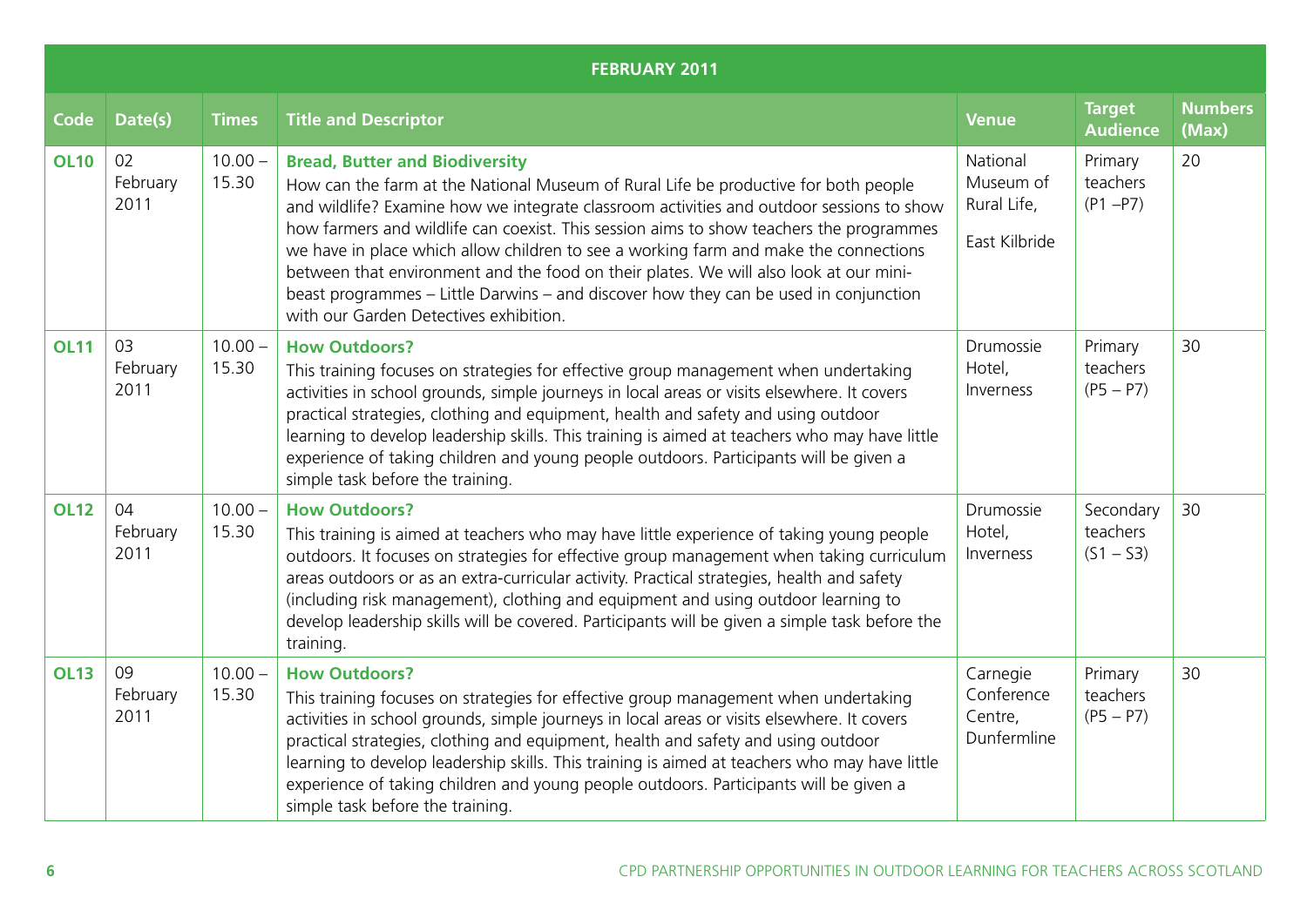| FEBRUARY 2011 | | | | | | |
|---|---|---|---|---|---|---|
| **Code** | **Date(s)** | **Times** | **Title and Descriptor** | **Venue** | **Target Audience** | **Numbers (Max)** |
| **OL10** | 02 February 2011 | 10.00 – 15.30 | **Bread, Butter and Biodiversity** How can the farm at the National Museum of Rural Life be productive for both people and wildlife? Examine how we integrate classroom activities and outdoor sessions to show how farmers and wildlife can coexist. This session aims to show teachers the programmes we have in place which allow children to see a working farm and make the connections between that environment and the food on their plates. We will also look at our mini-beast programmes – Little Darwins – and discover how they can be used in conjunction with our Garden Detectives exhibition. | National Museum of Rural Life, East Kilbride | Primary teachers (P1 –P7) | 20 |
| **OL11** | 03 February 2011 | 10.00 – 15.30 | **How Outdoors?** This training focuses on strategies for effective group management when undertaking activities in school grounds, simple journeys in local areas or visits elsewhere. It covers practical strategies, clothing and equipment, health and safety and using outdoor learning to develop leadership skills. This training is aimed at teachers who may have little experience of taking children and young people outdoors. Participants will be given a simple task before the training. | Drumossie Hotel, Inverness | Primary teachers (P5 – P7) | 30 |
| **OL12** | 04 February 2011 | 10.00 – 15.30 | **How Outdoors?** This training is aimed at teachers who may have little experience of taking young people outdoors. It focuses on strategies for effective group management when taking curriculum areas outdoors or as an extra-curricular activity. Practical strategies, health and safety (including risk management), clothing and equipment and using outdoor learning to develop leadership skills will be covered. Participants will be given a simple task before the training. | Drumossie Hotel, Inverness | Secondary teachers (S1 – S3) | 30 |
| **OL13** | 09 February 2011 | 10.00 – 15.30 | **How Outdoors?** This training focuses on strategies for effective group management when undertaking activities in school grounds, simple journeys in local areas or visits elsewhere. It covers practical strategies, clothing and equipment, health and safety and using outdoor learning to develop leadership skills. This training is aimed at teachers who may have little experience of taking children and young people outdoors. Participants will be given a simple task before the training. | Carnegie Conference Centre, Dunfermline | Primary teachers (P5 – P7) | 30 |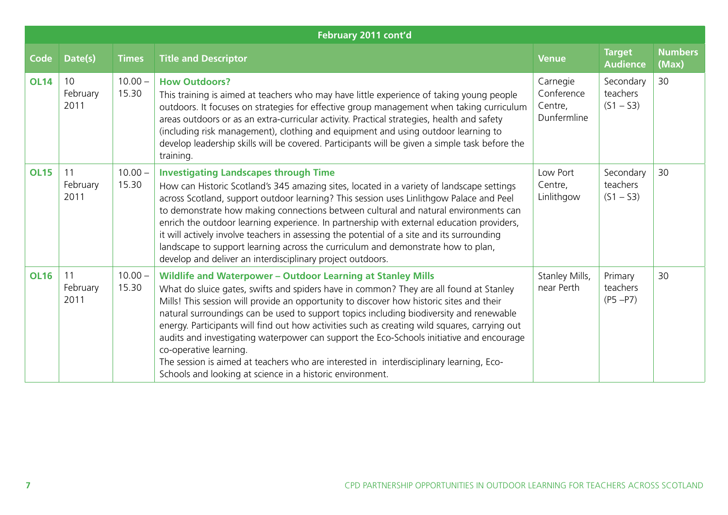| February 2011 cont'd | | | | | | |
|---|---|---|---|---|---|---|
| **Code** | **Date(s)** | **Times** | **Title and Descriptor** | **Venue** | **Target Audience** | **Numbers (Max)** |
| **OL14** | 10 February 2011 | 10.00 – 15.30 | **How Outdoors?** This training is aimed at teachers who may have little experience of taking young people outdoors. It focuses on strategies for effective group management when taking curriculum areas outdoors or as an extra-curricular activity. Practical strategies, health and safety (including risk management), clothing and equipment and using outdoor learning to develop leadership skills will be covered. Participants will be given a simple task before the training. | Carnegie Conference Centre, Dunfermline | Secondary teachers (S1 – S3) | 30 |
| **OL15** | 11 February 2011 | 10.00 – 15.30 | **Investigating Landscapes through Time** How can Historic Scotland's 345 amazing sites, located in a variety of landscape settings across Scotland, support outdoor learning? This session uses Linlithgow Palace and Peel to demonstrate how making connections between cultural and natural environments can enrich the outdoor learning experience. In partnership with external education providers, it will actively involve teachers in assessing the potential of a site and its surrounding landscape to support learning across the curriculum and demonstrate how to plan, develop and deliver an interdisciplinary project outdoors. | Low Port Centre, Linlithgow | Secondary teachers (S1 – S3) | 30 |
| **OL16** | 11 February 2011 | 10.00 – 15.30 | **Wildlife and Waterpower – Outdoor Learning at Stanley Mills** What do sluice gates, swifts and spiders have in common? They are all found at Stanley Mills! This session will provide an opportunity to discover how historic sites and their natural surroundings can be used to support topics including biodiversity and renewable energy. Participants will find out how activities such as creating wild squares, carrying out audits and investigating waterpower can support the Eco-Schools initiative and encourage co-operative learning. The session is aimed at teachers who are interested in interdisciplinary learning, Eco-Schools and looking at science in a historic environment. | Stanley Mills, near Perth | Primary teachers (P5 –P7) | 30 |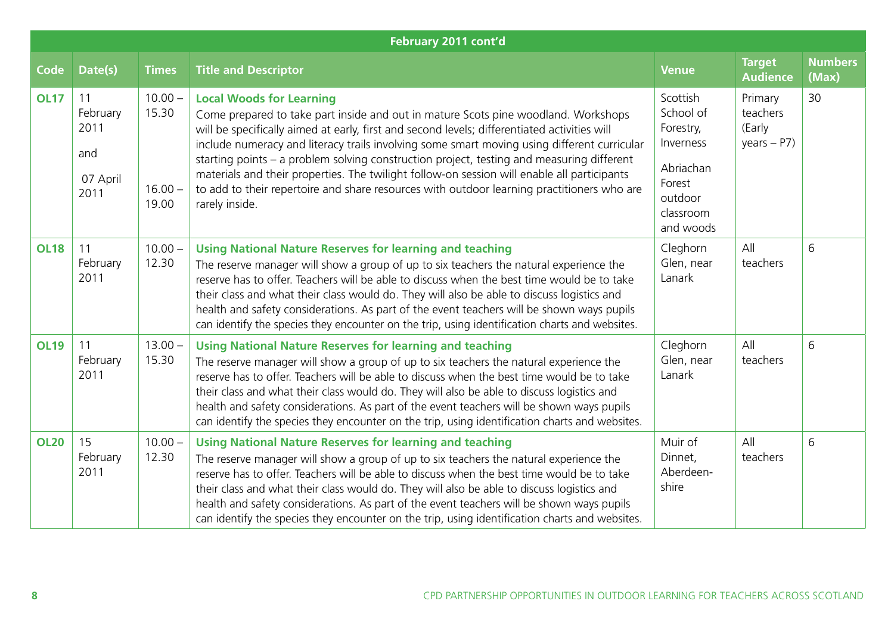| February 2011 cont'd | | | | | | |
|---|---|---|---|---|---|---|
| **Code** | **Date(s)** | **Times** | **Title and Descriptor** | **Venue** | **Target Audience** | **Numbers (Max)** |
| **OL17** | 11 February 2011 and 07 April 2011 | 10.00 – 15.30 16.00 – 19.00 | **Local Woods for Learning** Come prepared to take part inside and out in mature Scots pine woodland. Workshops will be specifically aimed at early, first and second levels; differentiated activities will include numeracy and literacy trails involving some smart moving using different curricular starting points – a problem solving construction project, testing and measuring different materials and their properties. The twilight follow-on session will enable all participants to add to their repertoire and share resources with outdoor learning practitioners who are rarely inside. | Scottish School of Forestry, Inverness Abriachan Forest outdoor classroom and woods | Primary teachers (Early years – P7) | 30 |
| **OL18** | 11 February 2011 | 10.00 – 12.30 | **Using National Nature Reserves for learning and teaching** The reserve manager will show a group of up to six teachers the natural experience the reserve has to offer. Teachers will be able to discuss when the best time would be to take their class and what their class would do. They will also be able to discuss logistics and health and safety considerations. As part of the event teachers will be shown ways pupils can identify the species they encounter on the trip, using identification charts and websites. | Cleghorn Glen, near Lanark | All teachers | 6 |
| **OL19** | 11 February 2011 | 13.00 – 15.30 | **Using National Nature Reserves for learning and teaching** The reserve manager will show a group of up to six teachers the natural experience the reserve has to offer. Teachers will be able to discuss when the best time would be to take their class and what their class would do. They will also be able to discuss logistics and health and safety considerations. As part of the event teachers will be shown ways pupils can identify the species they encounter on the trip, using identification charts and websites. | Cleghorn Glen, near Lanark | All teachers | 6 |
| **OL20** | 15 February 2011 | 10.00 – 12.30 | **Using National Nature Reserves for learning and teaching** The reserve manager will show a group of up to six teachers the natural experience the reserve has to offer. Teachers will be able to discuss when the best time would be to take their class and what their class would do. They will also be able to discuss logistics and health and safety considerations. As part of the event teachers will be shown ways pupils can identify the species they encounter on the trip, using identification charts and websites. | Muir of Dinnet, Aberdeen-shire | All teachers | 6 |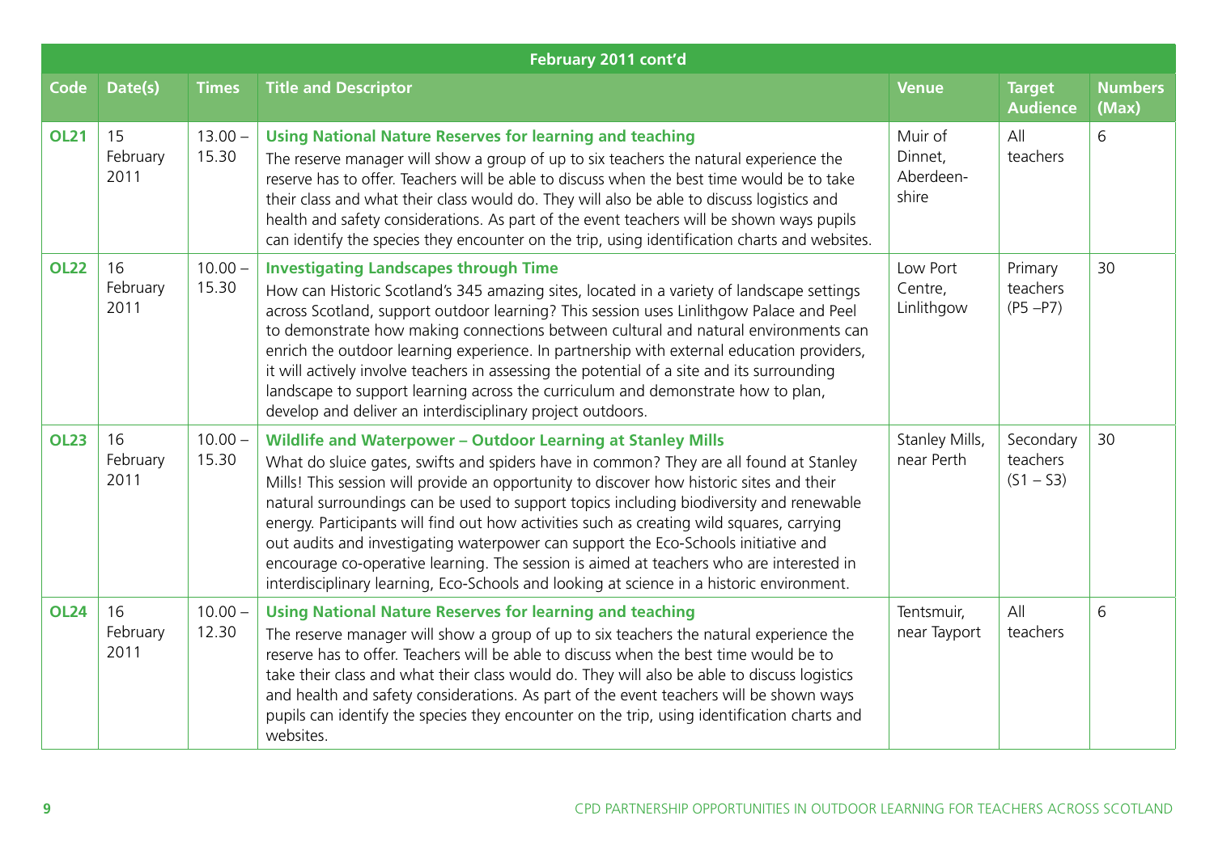| February 2011 cont'd | | | | | | |
|---|---|---|---|---|---|---|
| **Code** | **Date(s)** | **Times** | **Title and Descriptor** | **Venue** | **Target Audience** | **Numbers (Max)** |
| **OL21** | 15 February 2011 | 13.00 – 15.30 | **Using National Nature Reserves for learning and teaching** The reserve manager will show a group of up to six teachers the natural experience the reserve has to offer. Teachers will be able to discuss when the best time would be to take their class and what their class would do. They will also be able to discuss logistics and health and safety considerations. As part of the event teachers will be shown ways pupils can identify the species they encounter on the trip, using identification charts and websites. | Muir of Dinnet, Aberdeen-shire | All teachers | 6 |
| **OL22** | 16 February 2011 | 10.00 – 15.30 | **Investigating Landscapes through Time** How can Historic Scotland's 345 amazing sites, located in a variety of landscape settings across Scotland, support outdoor learning? This session uses Linlithgow Palace and Peel to demonstrate how making connections between cultural and natural environments can enrich the outdoor learning experience. In partnership with external education providers, it will actively involve teachers in assessing the potential of a site and its surrounding landscape to support learning across the curriculum and demonstrate how to plan, develop and deliver an interdisciplinary project outdoors. | Low Port Centre, Linlithgow | Primary teachers (P5 –P7) | 30 |
| **OL23** | 16 February 2011 | 10.00 – 15.30 | **Wildlife and Waterpower – Outdoor Learning at Stanley Mills** What do sluice gates, swifts and spiders have in common? They are all found at Stanley Mills! This session will provide an opportunity to discover how historic sites and their natural surroundings can be used to support topics including biodiversity and renewable energy. Participants will find out how activities such as creating wild squares, carrying out audits and investigating waterpower can support the Eco-Schools initiative and encourage co-operative learning. The session is aimed at teachers who are interested in interdisciplinary learning, Eco-Schools and looking at science in a historic environment. | Stanley Mills, near Perth | Secondary teachers (S1 – S3) | 30 |
| **OL24** | 16 February 2011 | 10.00 – 12.30 | **Using National Nature Reserves for learning and teaching** The reserve manager will show a group of up to six teachers the natural experience the reserve has to offer. Teachers will be able to discuss when the best time would be to take their class and what their class would do. They will also be able to discuss logistics and health and safety considerations. As part of the event teachers will be shown ways pupils can identify the species they encounter on the trip, using identification charts and websites. | Tentsmuir, near Tayport | All teachers | 6 |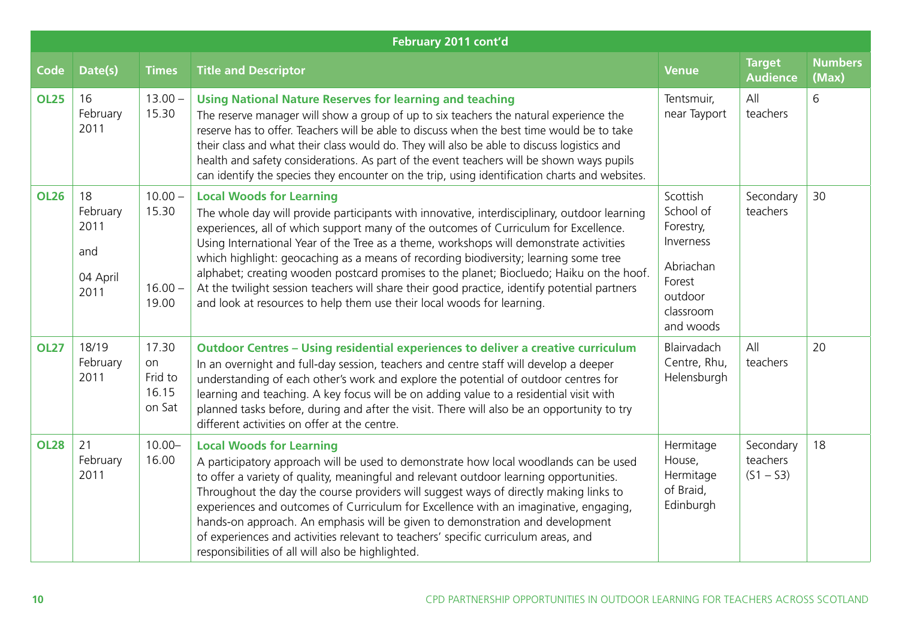| February 2011 cont'd | | | | | | |
|---|---|---|---|---|---|---|
| **Code** | **Date(s)** | **Times** | **Title and Descriptor** | **Venue** | **Target Audience** | **Numbers (Max)** |
| **OL25** | 16 February 2011 | 13.00 – 15.30 | **Using National Nature Reserves for learning and teaching**<br>The reserve manager will show a group of up to six teachers the natural experience the reserve has to offer. Teachers will be able to discuss when the best time would be to take their class and what their class would do. They will also be able to discuss logistics and health and safety considerations. As part of the event teachers will be shown ways pupils can identify the species they encounter on the trip, using identification charts and websites. | Tentsmuir, near Tayport | All teachers | 6 |
| **OL26** | 18 February 2011<br>and<br>04 April 2011 | 10.00 – 15.30<br><br>16.00 – 19.00 | **Local Woods for Learning**<br>The whole day will provide participants with innovative, interdisciplinary, outdoor learning experiences, all of which support many of the outcomes of Curriculum for Excellence. Using International Year of the Tree as a theme, workshops will demonstrate activities which highlight: geocaching as a means of recording biodiversity; learning some tree alphabet; creating wooden postcard promises to the planet; Biocluedo; Haiku on the hoof. At the twilight session teachers will share their good practice, identify potential partners and look at resources to help them use their local woods for learning. | Scottish School of Forestry, Inverness<br><br>Abriachan Forest outdoor classroom and woods | Secondary teachers | 30 |
| **OL27** | 18/19 February 2011 | 17.30 on Frid to 16.15 on Sat | **Outdoor Centres – Using residential experiences to deliver a creative curriculum**<br>In an overnight and full-day session, teachers and centre staff will develop a deeper understanding of each other's work and explore the potential of outdoor centres for learning and teaching. A key focus will be on adding value to a residential visit with planned tasks before, during and after the visit. There will also be an opportunity to try different activities on offer at the centre. | Blairvadach Centre, Rhu, Helensburgh | All teachers | 20 |
| **OL28** | 21 February 2011 | 10.00– 16.00 | **Local Woods for Learning**<br>A participatory approach will be used to demonstrate how local woodlands can be used to offer a variety of quality, meaningful and relevant outdoor learning opportunities. Throughout the day the course providers will suggest ways of directly making links to experiences and outcomes of Curriculum for Excellence with an imaginative, engaging, hands-on approach. An emphasis will be given to demonstration and development of experiences and activities relevant to teachers' specific curriculum areas, and responsibilities of all will also be highlighted. | Hermitage House, Hermitage of Braid, Edinburgh | Secondary teachers (S1 – S3) | 18 |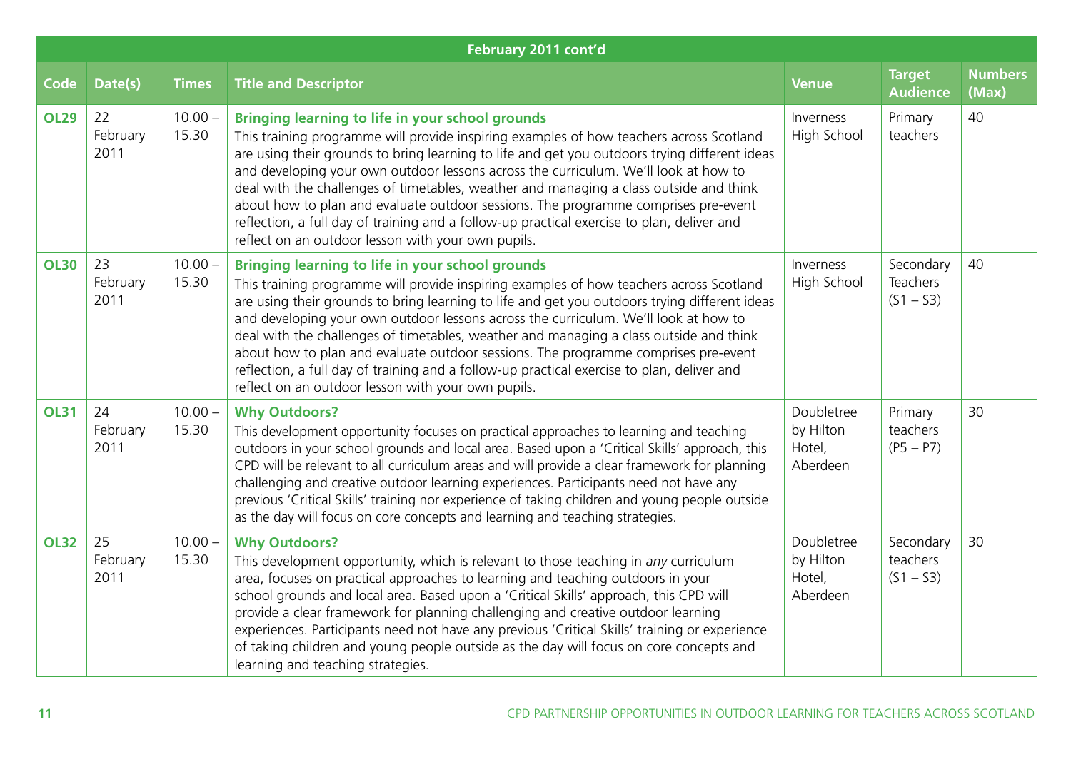| February 2011 cont'd | | | | | | |
|---|---|---|---|---|---|---|
| **Code** | **Date(s)** | **Times** | **Title and Descriptor** | **Venue** | **Target Audience** | **Numbers (Max)** |
| **OL29** | 22 February 2011 | 10.00 – 15.30 | **Bringing learning to life in your school grounds** This training programme will provide inspiring examples of how teachers across Scotland are using their grounds to bring learning to life and get you outdoors trying different ideas and developing your own outdoor lessons across the curriculum. We'll look at how to deal with the challenges of timetables, weather and managing a class outside and think about how to plan and evaluate outdoor sessions. The programme comprises pre-event reflection, a full day of training and a follow-up practical exercise to plan, deliver and reflect on an outdoor lesson with your own pupils. | Inverness High School | Primary teachers | 40 |
| **OL30** | 23 February 2011 | 10.00 – 15.30 | **Bringing learning to life in your school grounds** This training programme will provide inspiring examples of how teachers across Scotland are using their grounds to bring learning to life and get you outdoors trying different ideas and developing your own outdoor lessons across the curriculum. We'll look at how to deal with the challenges of timetables, weather and managing a class outside and think about how to plan and evaluate outdoor sessions. The programme comprises pre-event reflection, a full day of training and a follow-up practical exercise to plan, deliver and reflect on an outdoor lesson with your own pupils. | Inverness High School | Secondary Teachers (S1 – S3) | 40 |
| **OL31** | 24 February 2011 | 10.00 – 15.30 | **Why Outdoors?** This development opportunity focuses on practical approaches to learning and teaching outdoors in your school grounds and local area. Based upon a 'Critical Skills' approach, this CPD will be relevant to all curriculum areas and will provide a clear framework for planning challenging and creative outdoor learning experiences. Participants need not have any previous 'Critical Skills' training nor experience of taking children and young people outside as the day will focus on core concepts and learning and teaching strategies. | Doubletree by Hilton Hotel, Aberdeen | Primary teachers (P5 – P7) | 30 |
| **OL32** | 25 February 2011 | 10.00 – 15.30 | **Why Outdoors?** This development opportunity, which is relevant to those teaching in *any* curriculum area, focuses on practical approaches to learning and teaching outdoors in your school grounds and local area. Based upon a 'Critical Skills' approach, this CPD will provide a clear framework for planning challenging and creative outdoor learning experiences. Participants need not have any previous 'Critical Skills' training or experience of taking children and young people outside as the day will focus on core concepts and learning and teaching strategies. | Doubletree by Hilton Hotel, Aberdeen | Secondary teachers (S1 – S3) | 30 |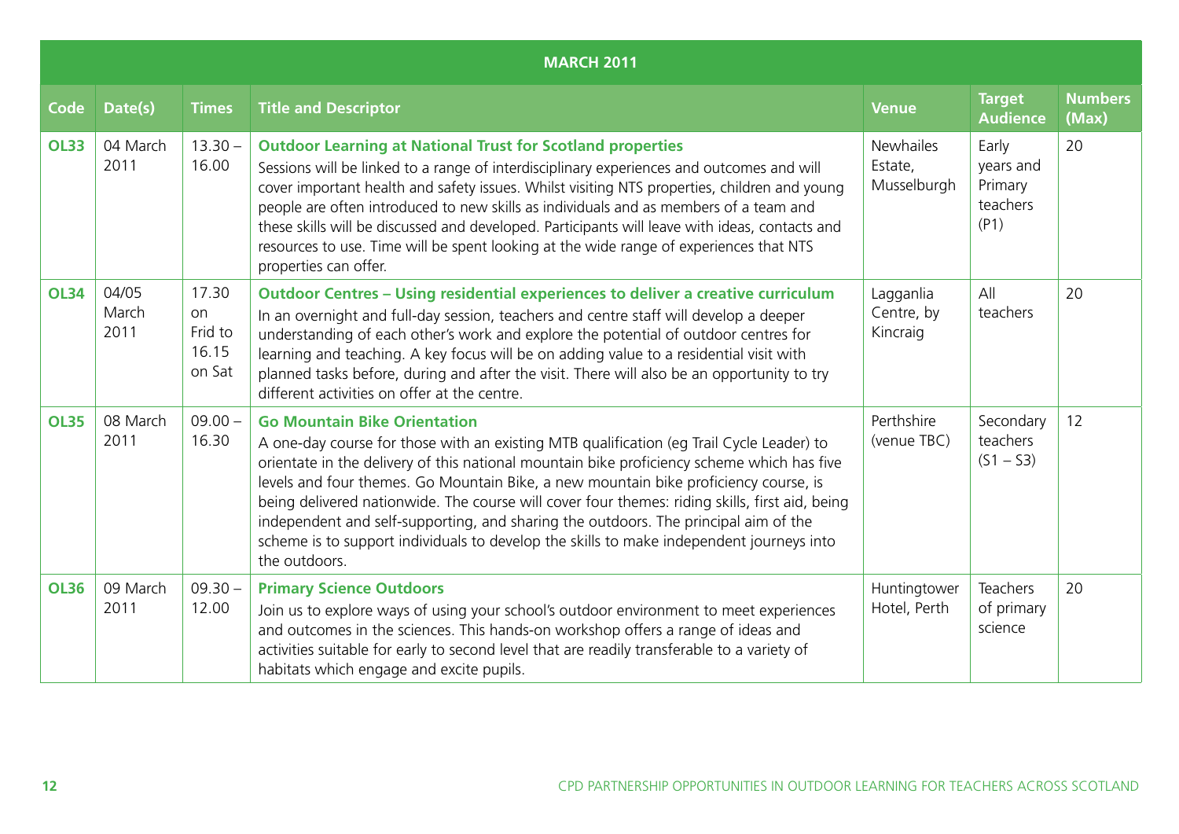| MARCH 2011 | | | | | | |
|---|---|---|---|---|---|---|
| **Code** | **Date(s)** | **Times** | **Title and Descriptor** | **Venue** | **Target Audience** | **Numbers (Max)** |
| **OL33** | 04 March 2011 | 13.30 – 16.00 | **Outdoor Learning at National Trust for Scotland properties** Sessions will be linked to a range of interdisciplinary experiences and outcomes and will cover important health and safety issues. Whilst visiting NTS properties, children and young people are often introduced to new skills as individuals and as members of a team and these skills will be discussed and developed. Participants will leave with ideas, contacts and resources to use. Time will be spent looking at the wide range of experiences that NTS properties can offer. | Newhailes Estate, Musselburgh | Early years and Primary teachers (P1) | 20 |
| **OL34** | 04/05 March 2011 | 17.30 on Frid to 16.15 on Sat | **Outdoor Centres – Using residential experiences to deliver a creative curriculum** In an overnight and full-day session, teachers and centre staff will develop a deeper understanding of each other's work and explore the potential of outdoor centres for learning and teaching. A key focus will be on adding value to a residential visit with planned tasks before, during and after the visit. There will also be an opportunity to try different activities on offer at the centre. | Lagganlia Centre, by Kincraig | All teachers | 20 |
| **OL35** | 08 March 2011 | 09.00 – 16.30 | **Go Mountain Bike Orientation** A one-day course for those with an existing MTB qualification (eg Trail Cycle Leader) to orientate in the delivery of this national mountain bike proficiency scheme which has five levels and four themes. Go Mountain Bike, a new mountain bike proficiency course, is being delivered nationwide. The course will cover four themes: riding skills, first aid, being independent and self-supporting, and sharing the outdoors. The principal aim of the scheme is to support individuals to develop the skills to make independent journeys into the outdoors. | Perthshire (venue TBC) | Secondary teachers (S1 – S3) | 12 |
| **OL36** | 09 March 2011 | 09.30 – 12.00 | **Primary Science Outdoors** Join us to explore ways of using your school's outdoor environment to meet experiences and outcomes in the sciences. This hands-on workshop offers a range of ideas and activities suitable for early to second level that are readily transferable to a variety of habitats which engage and excite pupils. | Huntingtower Hotel, Perth | Teachers of primary science | 20 |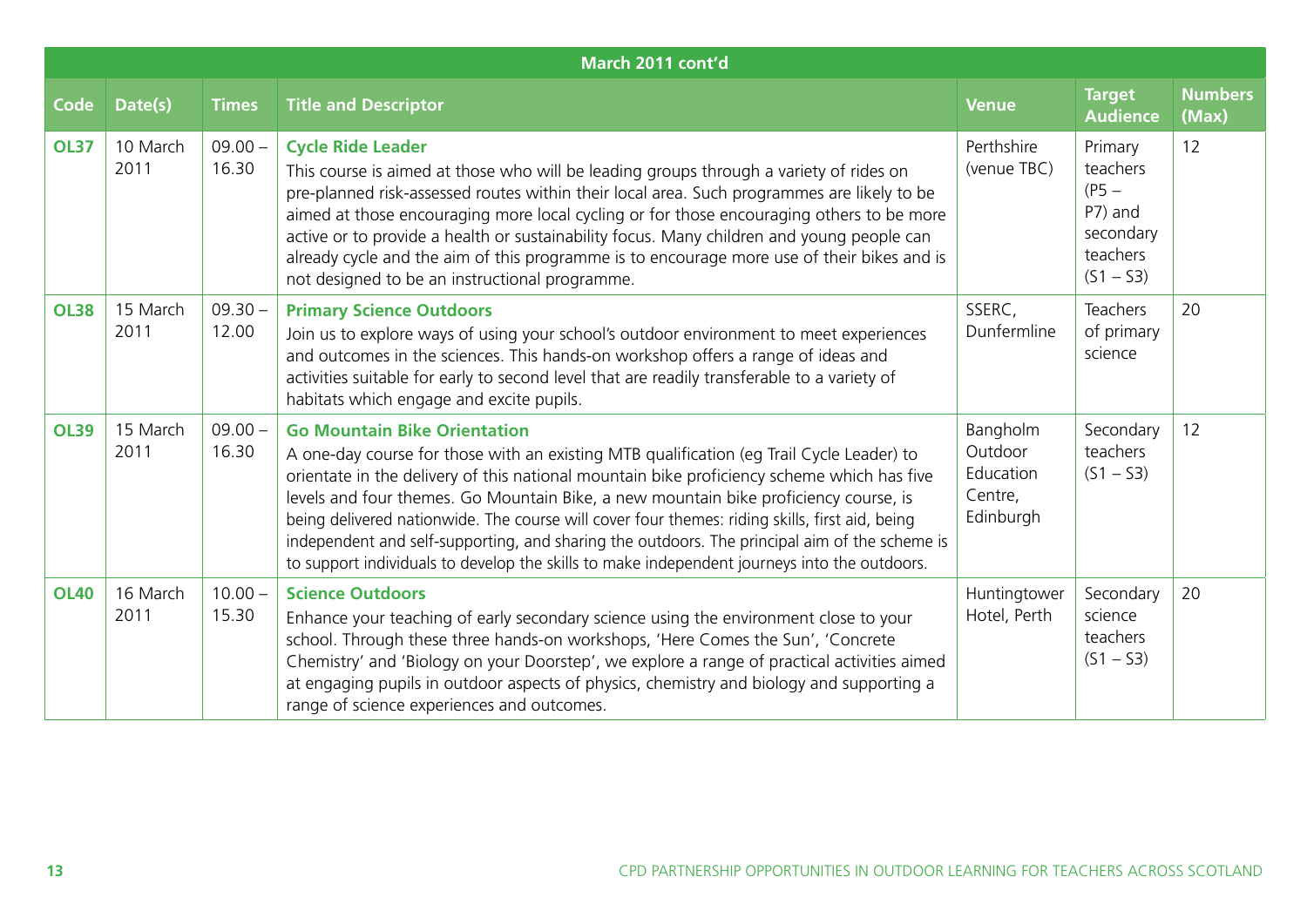| March 2011 cont'd | | | | | | |
|---|---|---|---|---|---|---|
| **Code** | **Date(s)** | **Times** | **Title and Descriptor** | **Venue** | **Target Audience** | **Numbers (Max)** |
| **OL37** | 10 March 2011 | 09.00 – 16.30 | **Cycle Ride Leader** This course is aimed at those who will be leading groups through a variety of rides on pre-planned risk-assessed routes within their local area. Such programmes are likely to be aimed at those encouraging more local cycling or for those encouraging others to be more active or to provide a health or sustainability focus. Many children and young people can already cycle and the aim of this programme is to encourage more use of their bikes and is not designed to be an instructional programme. | Perthshire (venue TBC) | Primary teachers (P5 – P7) and secondary teachers (S1 – S3) | 12 |
| **OL38** | 15 March 2011 | 09.30 – 12.00 | **Primary Science Outdoors** Join us to explore ways of using your school's outdoor environment to meet experiences and outcomes in the sciences. This hands-on workshop offers a range of ideas and activities suitable for early to second level that are readily transferable to a variety of habitats which engage and excite pupils. | SSERC, Dunfermline | Teachers of primary science | 20 |
| **OL39** | 15 March 2011 | 09.00 – 16.30 | **Go Mountain Bike Orientation** A one-day course for those with an existing MTB qualification (eg Trail Cycle Leader) to orientate in the delivery of this national mountain bike proficiency scheme which has five levels and four themes. Go Mountain Bike, a new mountain bike proficiency course, is being delivered nationwide. The course will cover four themes: riding skills, first aid, being independent and self-supporting, and sharing the outdoors. The principal aim of the scheme is to support individuals to develop the skills to make independent journeys into the outdoors. | Bangholm Outdoor Education Centre, Edinburgh | Secondary teachers (S1 – S3) | 12 |
| **OL40** | 16 March 2011 | 10.00 – 15.30 | **Science Outdoors** Enhance your teaching of early secondary science using the environment close to your school. Through these three hands-on workshops, 'Here Comes the Sun', 'Concrete Chemistry' and 'Biology on your Doorstep', we explore a range of practical activities aimed at engaging pupils in outdoor aspects of physics, chemistry and biology and supporting a range of science experiences and outcomes. | Huntingtower Hotel, Perth | Secondary science teachers (S1 – S3) | 20 |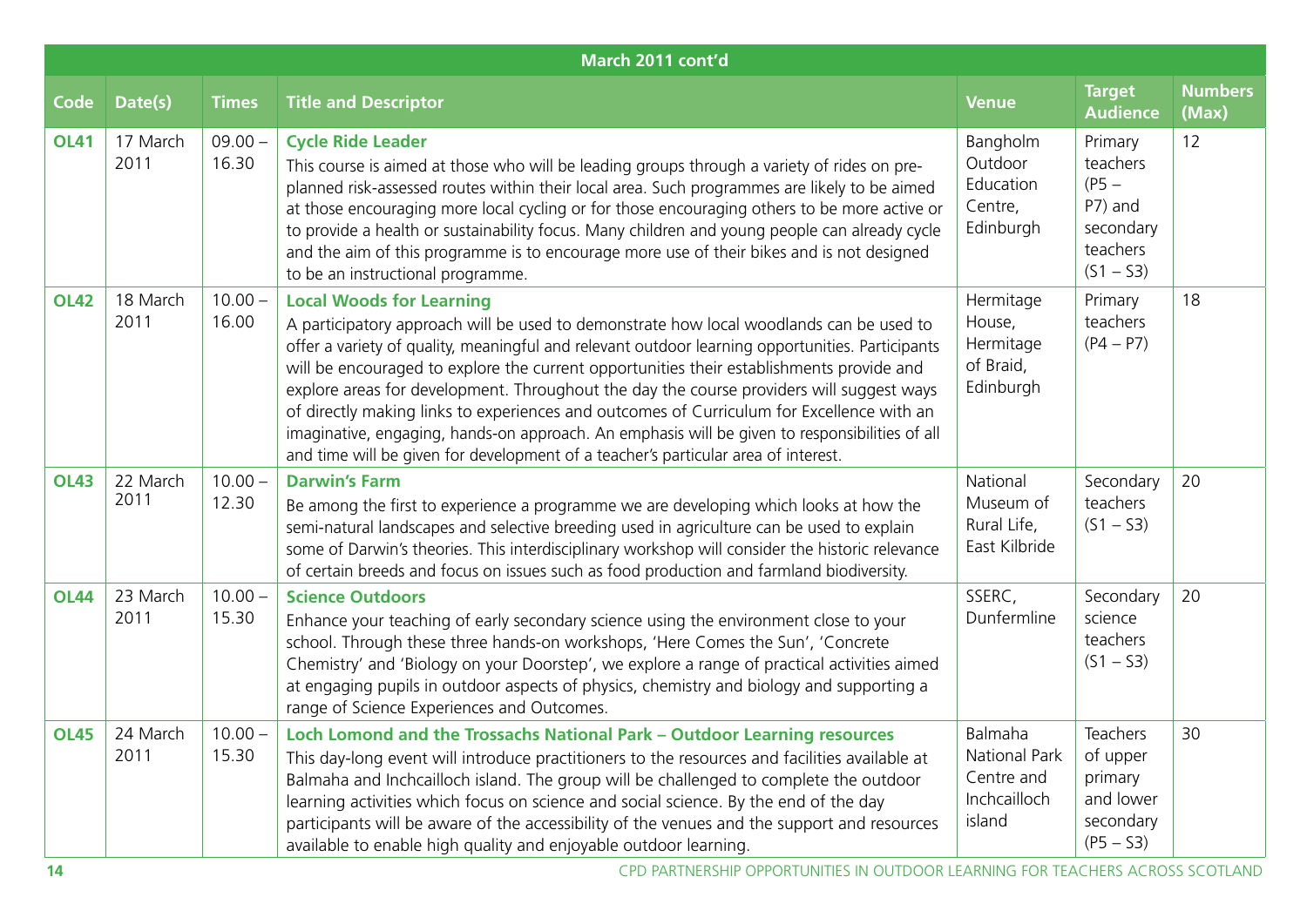| March 2011 cont'd | | | | | | |
|---|---|---|---|---|---|---|
| **Code** | **Date(s)** | **Times** | **Title and Descriptor** | **Venue** | **Target Audience** | **Numbers (Max)** |
| **OL41** | 17 March 2011 | 09.00 – 16.30 | **Cycle Ride Leader** This course is aimed at those who will be leading groups through a variety of rides on pre-planned risk-assessed routes within their local area. Such programmes are likely to be aimed at those encouraging more local cycling or for those encouraging others to be more active or to provide a health or sustainability focus. Many children and young people can already cycle and the aim of this programme is to encourage more use of their bikes and is not designed to be an instructional programme. | Bangholm Outdoor Education Centre, Edinburgh | Primary teachers (P5 – P7) and secondary teachers (S1 – S3) | 12 |
| **OL42** | 18 March 2011 | 10.00 – 16.00 | **Local Woods for Learning** A participatory approach will be used to demonstrate how local woodlands can be used to offer a variety of quality, meaningful and relevant outdoor learning opportunities. Participants will be encouraged to explore the current opportunities their establishments provide and explore areas for development. Throughout the day the course providers will suggest ways of directly making links to experiences and outcomes of Curriculum for Excellence with an imaginative, engaging, hands-on approach. An emphasis will be given to responsibilities of all and time will be given for development of a teacher's particular area of interest. | Hermitage House, Hermitage of Braid, Edinburgh | Primary teachers (P4 – P7) | 18 |
| **OL43** | 22 March 2011 | 10.00 – 12.30 | **Darwin's Farm** Be among the first to experience a programme we are developing which looks at how the semi-natural landscapes and selective breeding used in agriculture can be used to explain some of Darwin's theories. This interdisciplinary workshop will consider the historic relevance of certain breeds and focus on issues such as food production and farmland biodiversity. | National Museum of Rural Life, East Kilbride | Secondary teachers (S1 – S3) | 20 |
| **OL44** | 23 March 2011 | 10.00 – 15.30 | **Science Outdoors** Enhance your teaching of early secondary science using the environment close to your school. Through these three hands-on workshops, 'Here Comes the Sun', 'Concrete Chemistry' and 'Biology on your Doorstep', we explore a range of practical activities aimed at engaging pupils in outdoor aspects of physics, chemistry and biology and supporting a range of Science Experiences and Outcomes. | SSERC, Dunfermline | Secondary science teachers (S1 – S3) | 20 |
| **OL45** | 24 March 2011 | 10.00 – 15.30 | **Loch Lomond and the Trossachs National Park – Outdoor Learning resources** This day-long event will introduce practitioners to the resources and facilities available at Balmaha and Inchcailloch island. The group will be challenged to complete the outdoor learning activities which focus on science and social science. By the end of the day participants will be aware of the accessibility of the venues and the support and resources available to enable high quality and enjoyable outdoor learning. | Balmaha National Park Centre and Inchcailloch island | Teachers of upper primary and lower secondary (P5 – S3) | 30 |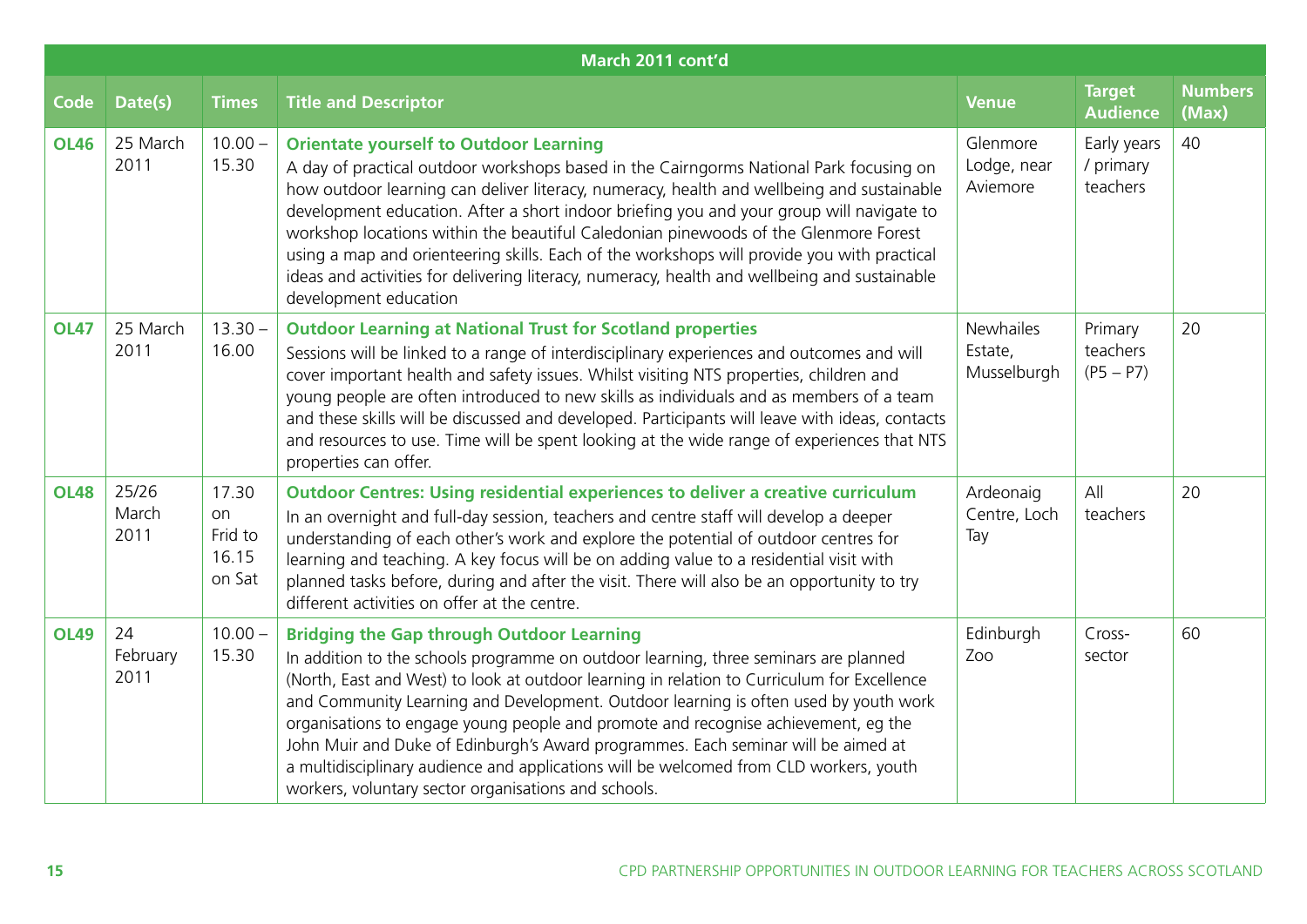| March 2011 cont'd | | | | | | |
|---|---|---|---|---|---|---|
| **Code** | **Date(s)** | **Times** | **Title and Descriptor** | **Venue** | **Target Audience** | **Numbers (Max)** |
| **OL46** | 25 March 2011 | 10.00 – 15.30 | **Orientate yourself to Outdoor Learning**<br>A day of practical outdoor workshops based in the Cairngorms National Park focusing on how outdoor learning can deliver literacy, numeracy, health and wellbeing and sustainable development education. After a short indoor briefing you and your group will navigate to workshop locations within the beautiful Caledonian pinewoods of the Glenmore Forest using a map and orienteering skills. Each of the workshops will provide you with practical ideas and activities for delivering literacy, numeracy, health and wellbeing and sustainable development education | Glenmore Lodge, near Aviemore | Early years / primary teachers | 40 |
| **OL47** | 25 March 2011 | 13.30 – 16.00 | **Outdoor Learning at National Trust for Scotland properties**<br>Sessions will be linked to a range of interdisciplinary experiences and outcomes and will cover important health and safety issues. Whilst visiting NTS properties, children and young people are often introduced to new skills as individuals and as members of a team and these skills will be discussed and developed. Participants will leave with ideas, contacts and resources to use. Time will be spent looking at the wide range of experiences that NTS properties can offer. | Newhailes Estate, Musselburgh | Primary teachers (P5 – P7) | 20 |
| **OL48** | 25/26 March 2011 | 17.30 on Frid to 16.15 on Sat | **Outdoor Centres: Using residential experiences to deliver a creative curriculum**<br>In an overnight and full-day session, teachers and centre staff will develop a deeper understanding of each other's work and explore the potential of outdoor centres for learning and teaching. A key focus will be on adding value to a residential visit with planned tasks before, during and after the visit. There will also be an opportunity to try different activities on offer at the centre. | Ardeonaig Centre, Loch Tay | All teachers | 20 |
| **OL49** | 24 February 2011 | 10.00 – 15.30 | **Bridging the Gap through Outdoor Learning**<br>In addition to the schools programme on outdoor learning, three seminars are planned (North, East and West) to look at outdoor learning in relation to Curriculum for Excellence and Community Learning and Development. Outdoor learning is often used by youth work organisations to engage young people and promote and recognise achievement, eg the John Muir and Duke of Edinburgh's Award programmes. Each seminar will be aimed at a multidisciplinary audience and applications will be welcomed from CLD workers, youth workers, voluntary sector organisations and schools. | Edinburgh Zoo | Cross-sector | 60 |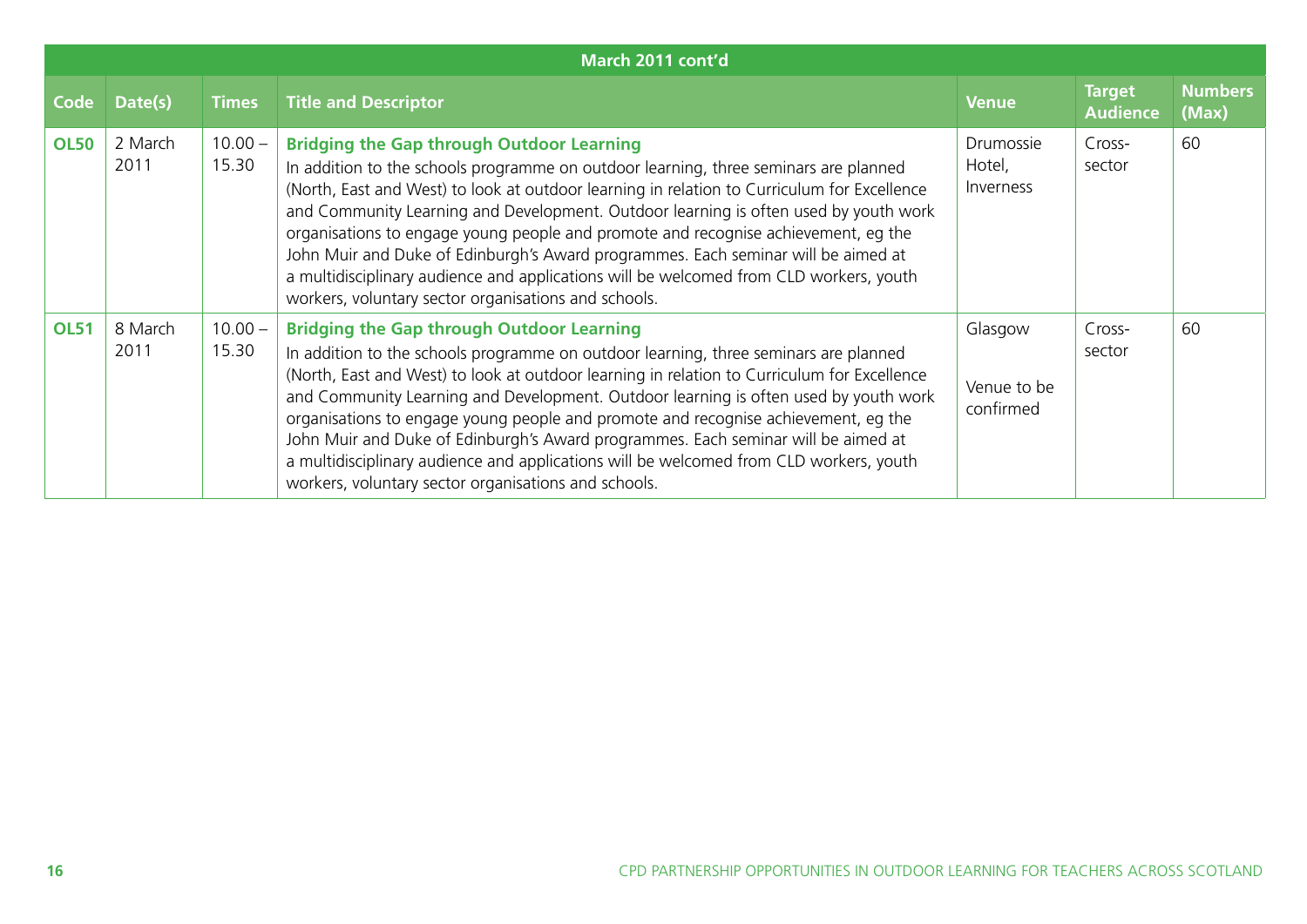| March 2011 cont'd | | | | | | |
|---|---|---|---|---|---|---|
| **Code** | **Date(s)** | **Times** | **Title and Descriptor** | **Venue** | **Target Audience** | **Numbers (Max)** |
| **OL50** | 2 March 2011 | 10.00 – 15.30 | **Bridging the Gap through Outdoor Learning** In addition to the schools programme on outdoor learning, three seminars are planned (North, East and West) to look at outdoor learning in relation to Curriculum for Excellence and Community Learning and Development. Outdoor learning is often used by youth work organisations to engage young people and promote and recognise achievement, eg the John Muir and Duke of Edinburgh's Award programmes. Each seminar will be aimed at a multidisciplinary audience and applications will be welcomed from CLD workers, youth workers, voluntary sector organisations and schools. | Drumossie Hotel, Inverness | Cross-sector | 60 |
| **OL51** | 8 March 2011 | 10.00 – 15.30 | **Bridging the Gap through Outdoor Learning** In addition to the schools programme on outdoor learning, three seminars are planned (North, East and West) to look at outdoor learning in relation to Curriculum for Excellence and Community Learning and Development. Outdoor learning is often used by youth work organisations to engage young people and promote and recognise achievement, eg the John Muir and Duke of Edinburgh's Award programmes. Each seminar will be aimed at a multidisciplinary audience and applications will be welcomed from CLD workers, youth workers, voluntary sector organisations and schools. | Glasgow Venue to be confirmed | Cross-sector | 60 |